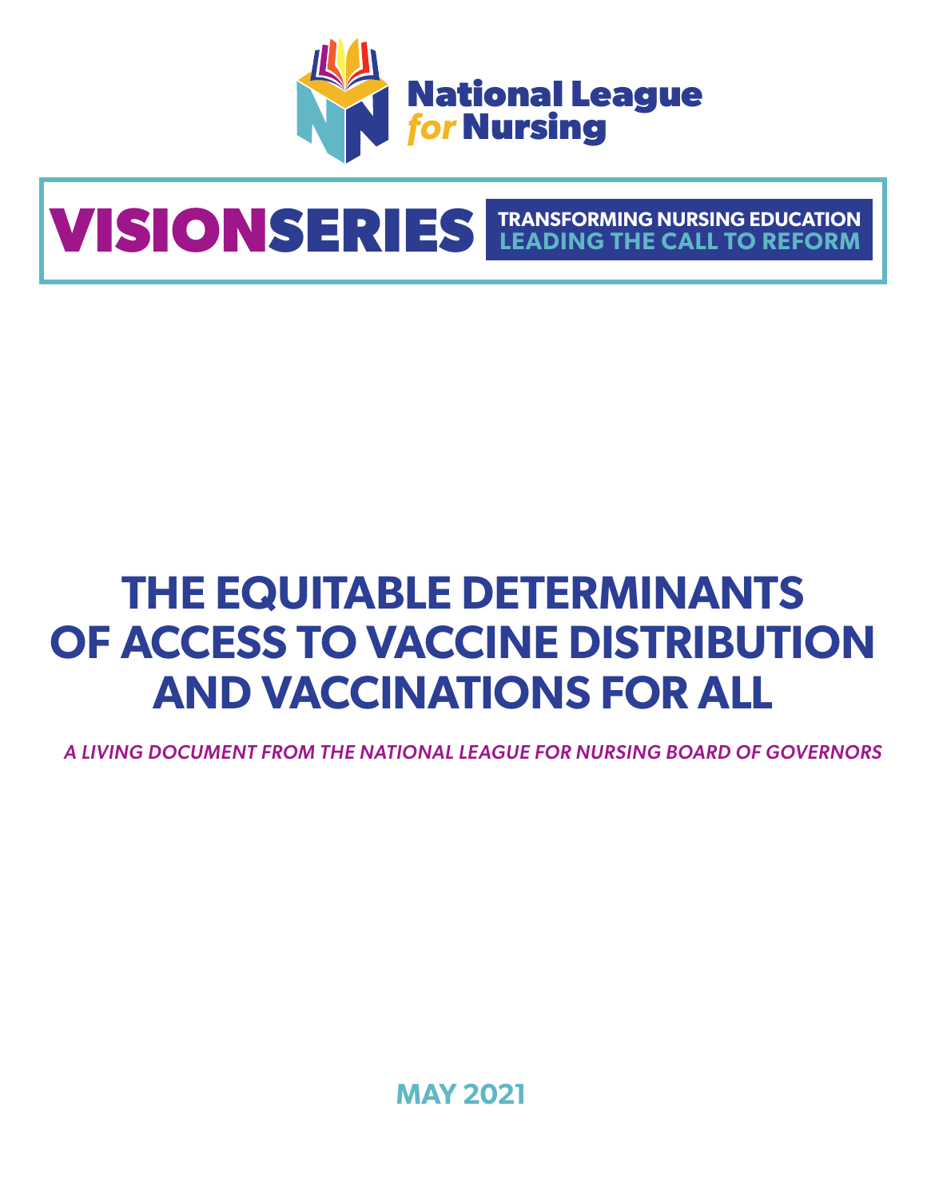National League for Nursing

VISIONSERIES

TRANSFORMING NURSING EDUCATION
LEADING THE CALL TO REFORM

# THE EQUITABLE DETERMINANTS OF ACCESS TO VACCINE DISTRIBUTION AND VACCINATIONS FOR ALL

*A LIVING DOCUMENT FROM THE NATIONAL LEAGUE FOR NURSING BOARD OF GOVERNORS*

**MAY 2021**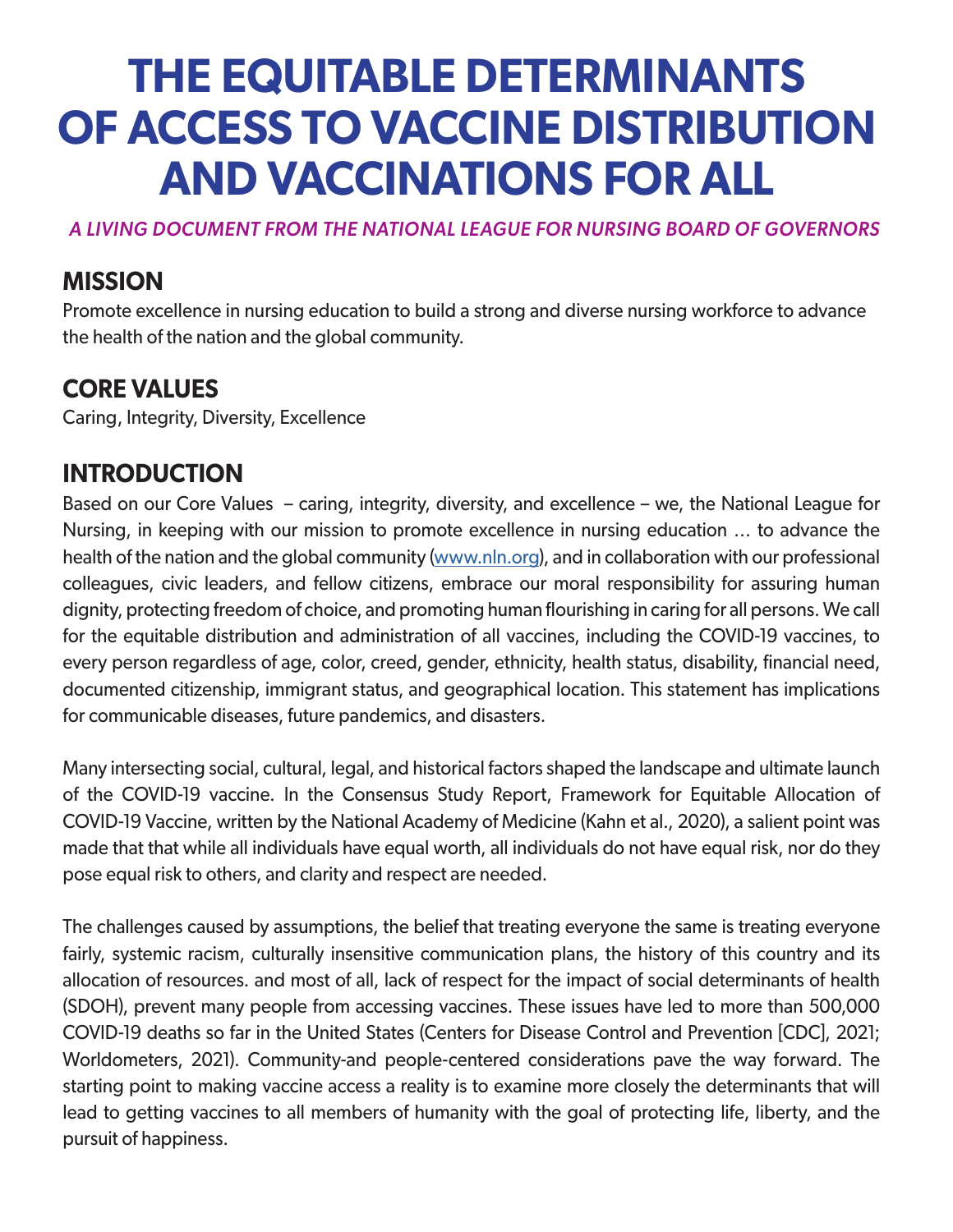# THE EQUITABLE DETERMINANTS OF ACCESS TO VACCINE DISTRIBUTION AND VACCINATIONS FOR ALL

*A LIVING DOCUMENT FROM THE NATIONAL LEAGUE FOR NURSING BOARD OF GOVERNORS*

## MISSION

Promote excellence in nursing education to build a strong and diverse nursing workforce to advance the health of the nation and the global community.

## CORE VALUES

Caring, Integrity, Diversity, Excellence

## INTRODUCTION

Based on our Core Values – caring, integrity, diversity, and excellence – we, the National League for Nursing, in keeping with our mission to promote excellence in nursing education … to advance the health of the nation and the global community (www.nln.org), and in collaboration with our professional colleagues, civic leaders, and fellow citizens, embrace our moral responsibility for assuring human dignity, protecting freedom of choice, and promoting human flourishing in caring for all persons. We call for the equitable distribution and administration of all vaccines, including the COVID-19 vaccines, to every person regardless of age, color, creed, gender, ethnicity, health status, disability, financial need, documented citizenship, immigrant status, and geographical location. This statement has implications for communicable diseases, future pandemics, and disasters.

Many intersecting social, cultural, legal, and historical factors shaped the landscape and ultimate launch of the COVID-19 vaccine. In the Consensus Study Report, Framework for Equitable Allocation of COVID-19 Vaccine, written by the National Academy of Medicine (Kahn et al., 2020), a salient point was made that that while all individuals have equal worth, all individuals do not have equal risk, nor do they pose equal risk to others, and clarity and respect are needed.

The challenges caused by assumptions, the belief that treating everyone the same is treating everyone fairly, systemic racism, culturally insensitive communication plans, the history of this country and its allocation of resources. and most of all, lack of respect for the impact of social determinants of health (SDOH), prevent many people from accessing vaccines. These issues have led to more than 500,000 COVID-19 deaths so far in the United States (Centers for Disease Control and Prevention [CDC], 2021; Worldometers, 2021). Community-and people-centered considerations pave the way forward. The starting point to making vaccine access a reality is to examine more closely the determinants that will lead to getting vaccines to all members of humanity with the goal of protecting life, liberty, and the pursuit of happiness.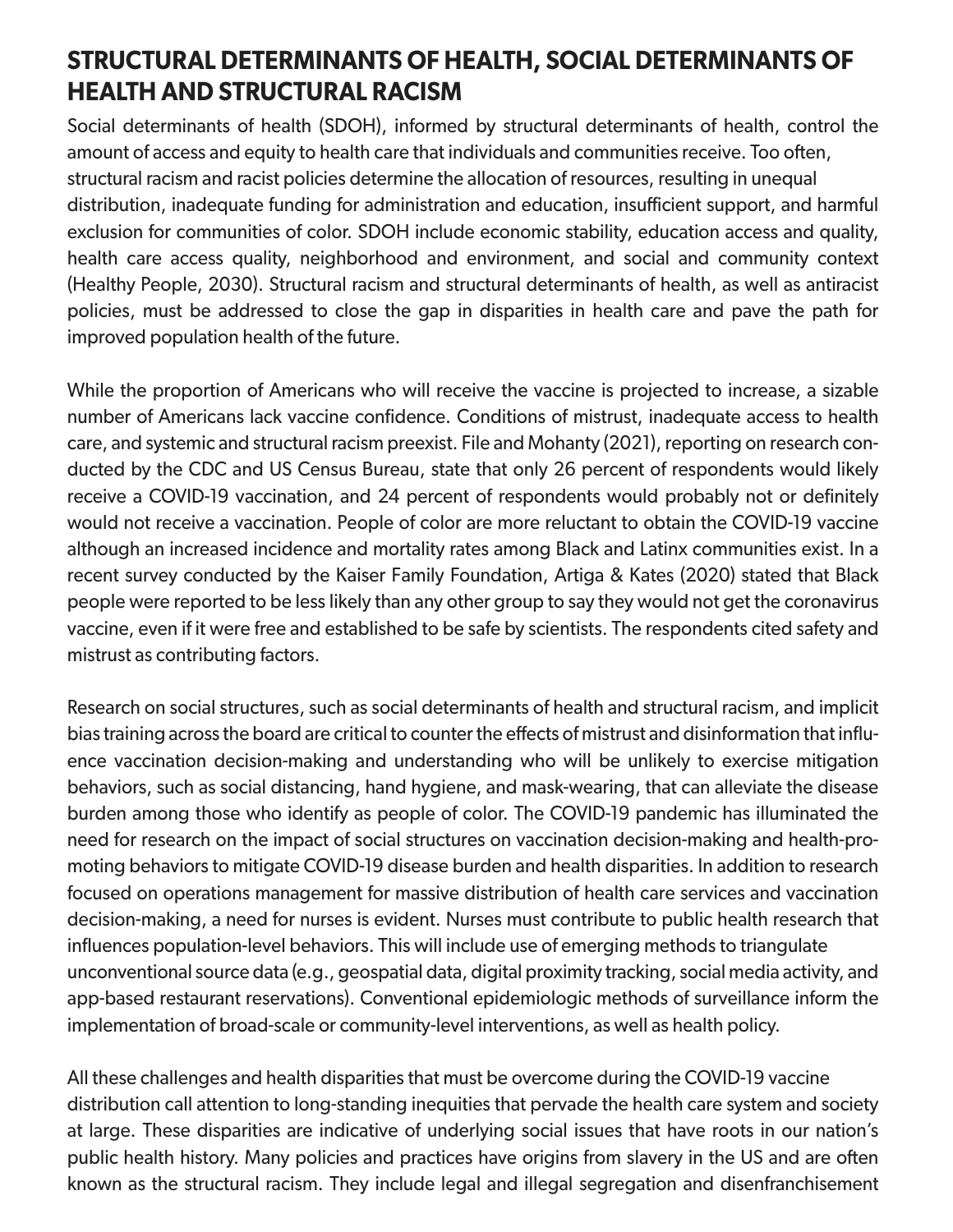## STRUCTURAL DETERMINANTS OF HEALTH, SOCIAL DETERMINANTS OF HEALTH AND STRUCTURAL RACISM

Social determinants of health (SDOH), informed by structural determinants of health, control the amount of access and equity to health care that individuals and communities receive. Too often, structural racism and racist policies determine the allocation of resources, resulting in unequal distribution, inadequate funding for administration and education, insufficient support, and harmful exclusion for communities of color. SDOH include economic stability, education access and quality, health care access quality, neighborhood and environment, and social and community context (Healthy People, 2030). Structural racism and structural determinants of health, as well as antiracist policies, must be addressed to close the gap in disparities in health care and pave the path for improved population health of the future.

While the proportion of Americans who will receive the vaccine is projected to increase, a sizable number of Americans lack vaccine confidence. Conditions of mistrust, inadequate access to health care, and systemic and structural racism preexist. File and Mohanty (2021), reporting on research conducted by the CDC and US Census Bureau, state that only 26 percent of respondents would likely receive a COVID-19 vaccination, and 24 percent of respondents would probably not or definitely would not receive a vaccination. People of color are more reluctant to obtain the COVID-19 vaccine although an increased incidence and mortality rates among Black and Latinx communities exist. In a recent survey conducted by the Kaiser Family Foundation, Artiga & Kates (2020) stated that Black people were reported to be less likely than any other group to say they would not get the coronavirus vaccine, even if it were free and established to be safe by scientists. The respondents cited safety and mistrust as contributing factors.

Research on social structures, such as social determinants of health and structural racism, and implicit bias training across the board are critical to counter the effects of mistrust and disinformation that influence vaccination decision-making and understanding who will be unlikely to exercise mitigation behaviors, such as social distancing, hand hygiene, and mask-wearing, that can alleviate the disease burden among those who identify as people of color. The COVID-19 pandemic has illuminated the need for research on the impact of social structures on vaccination decision-making and health-promoting behaviors to mitigate COVID-19 disease burden and health disparities. In addition to research focused on operations management for massive distribution of health care services and vaccination decision-making, a need for nurses is evident. Nurses must contribute to public health research that influences population-level behaviors. This will include use of emerging methods to triangulate unconventional source data (e.g., geospatial data, digital proximity tracking, social media activity, and app-based restaurant reservations). Conventional epidemiologic methods of surveillance inform the implementation of broad-scale or community-level interventions, as well as health policy.

All these challenges and health disparities that must be overcome during the COVID-19 vaccine distribution call attention to long-standing inequities that pervade the health care system and society at large. These disparities are indicative of underlying social issues that have roots in our nation's public health history. Many policies and practices have origins from slavery in the US and are often known as the structural racism. They include legal and illegal segregation and disenfranchisement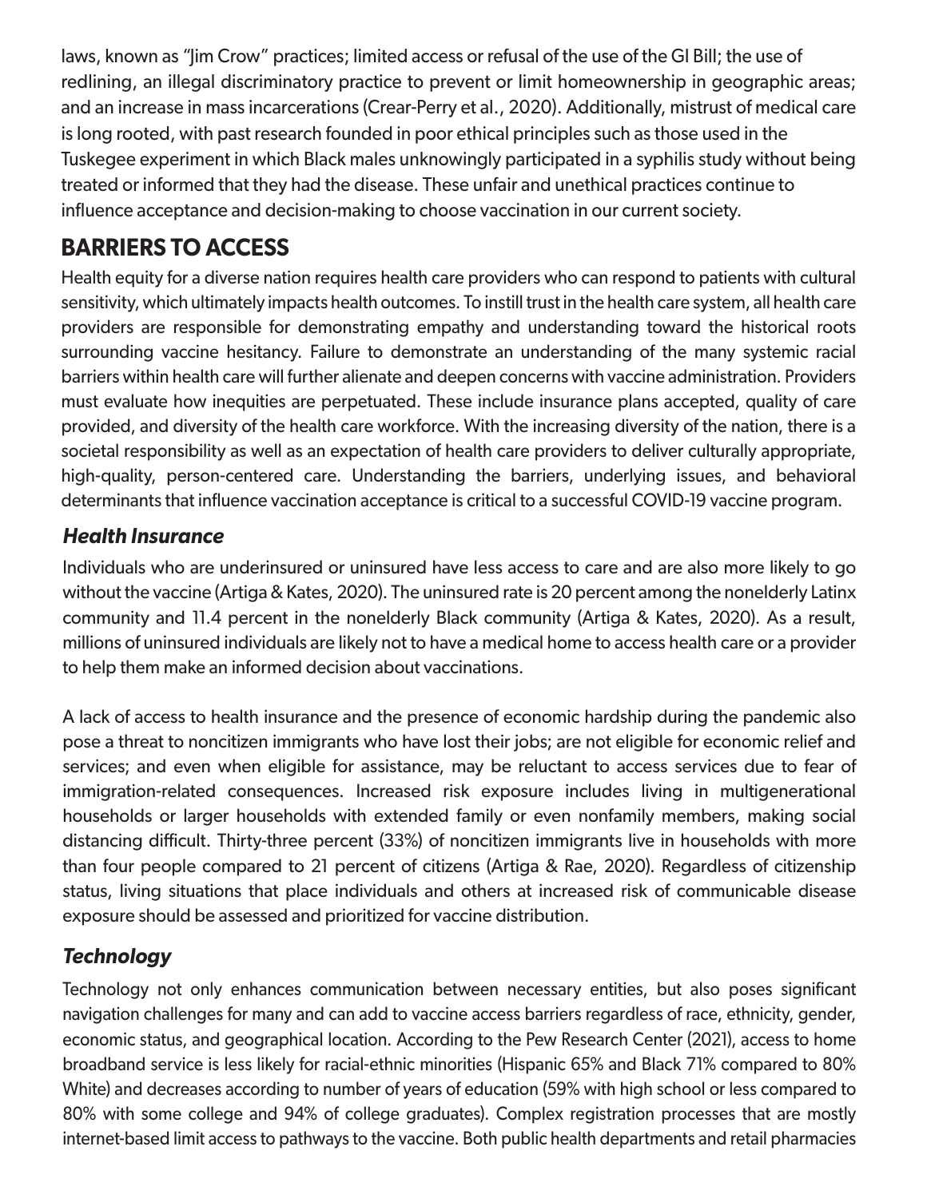laws, known as "Jim Crow" practices; limited access or refusal of the use of the GI Bill; the use of redlining, an illegal discriminatory practice to prevent or limit homeownership in geographic areas; and an increase in mass incarcerations (Crear-Perry et al., 2020). Additionally, mistrust of medical care is long rooted, with past research founded in poor ethical principles such as those used in the Tuskegee experiment in which Black males unknowingly participated in a syphilis study without being treated or informed that they had the disease. These unfair and unethical practices continue to influence acceptance and decision-making to choose vaccination in our current society.

## BARRIERS TO ACCESS

Health equity for a diverse nation requires health care providers who can respond to patients with cultural sensitivity, which ultimately impacts health outcomes. To instill trust in the health care system, all health care providers are responsible for demonstrating empathy and understanding toward the historical roots surrounding vaccine hesitancy. Failure to demonstrate an understanding of the many systemic racial barriers within health care will further alienate and deepen concerns with vaccine administration. Providers must evaluate how inequities are perpetuated. These include insurance plans accepted, quality of care provided, and diversity of the health care workforce. With the increasing diversity of the nation, there is a societal responsibility as well as an expectation of health care providers to deliver culturally appropriate, high-quality, person-centered care. Understanding the barriers, underlying issues, and behavioral determinants that influence vaccination acceptance is critical to a successful COVID-19 vaccine program.

### *Health Insurance*

Individuals who are underinsured or uninsured have less access to care and are also more likely to go without the vaccine (Artiga & Kates, 2020). The uninsured rate is 20 percent among the nonelderly Latinx community and 11.4 percent in the nonelderly Black community (Artiga & Kates, 2020). As a result, millions of uninsured individuals are likely not to have a medical home to access health care or a provider to help them make an informed decision about vaccinations.

A lack of access to health insurance and the presence of economic hardship during the pandemic also pose a threat to noncitizen immigrants who have lost their jobs; are not eligible for economic relief and services; and even when eligible for assistance, may be reluctant to access services due to fear of immigration-related consequences. Increased risk exposure includes living in multigenerational households or larger households with extended family or even nonfamily members, making social distancing difficult. Thirty-three percent (33%) of noncitizen immigrants live in households with more than four people compared to 21 percent of citizens (Artiga & Rae, 2020). Regardless of citizenship status, living situations that place individuals and others at increased risk of communicable disease exposure should be assessed and prioritized for vaccine distribution.

### *Technology*

Technology not only enhances communication between necessary entities, but also poses significant navigation challenges for many and can add to vaccine access barriers regardless of race, ethnicity, gender, economic status, and geographical location. According to the Pew Research Center (2021), access to home broadband service is less likely for racial-ethnic minorities (Hispanic 65% and Black 71% compared to 80% White) and decreases according to number of years of education (59% with high school or less compared to 80% with some college and 94% of college graduates). Complex registration processes that are mostly internet-based limit access to pathways to the vaccine. Both public health departments and retail pharmacies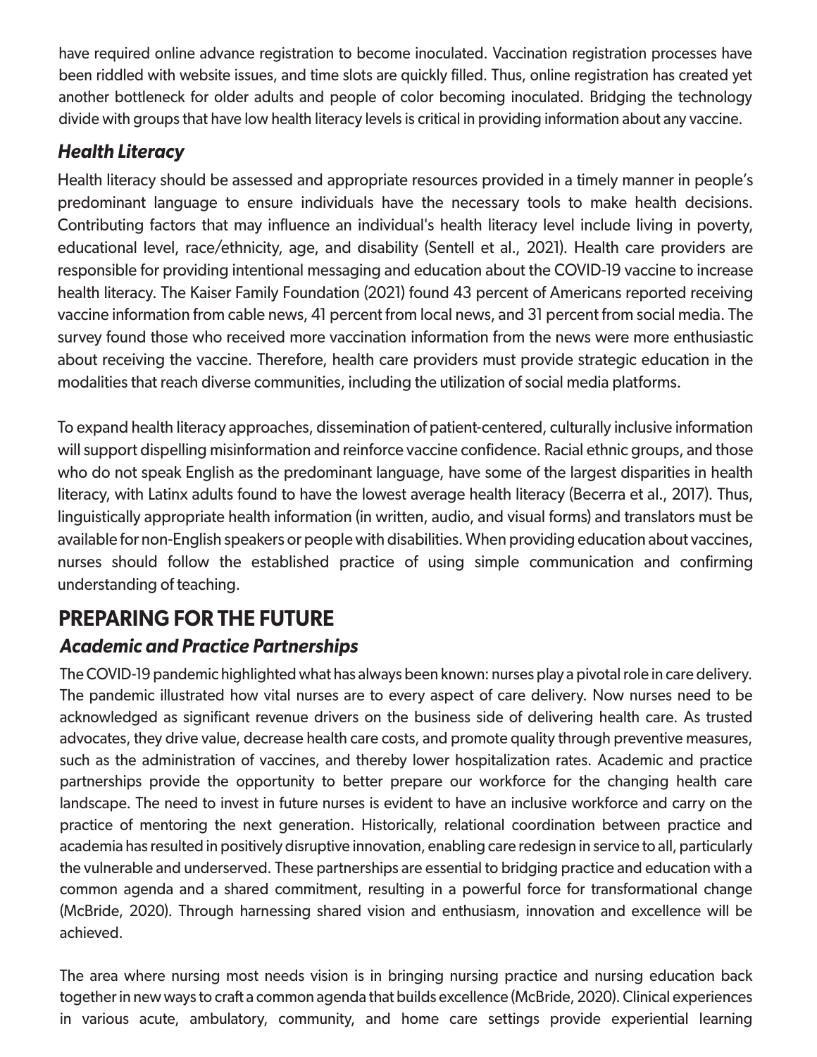have required online advance registration to become inoculated. Vaccination registration processes have been riddled with website issues, and time slots are quickly filled. Thus, online registration has created yet another bottleneck for older adults and people of color becoming inoculated. Bridging the technology divide with groups that have low health literacy levels is critical in providing information about any vaccine.

### *Health Literacy*

Health literacy should be assessed and appropriate resources provided in a timely manner in people's predominant language to ensure individuals have the necessary tools to make health decisions. Contributing factors that may influence an individual's health literacy level include living in poverty, educational level, race/ethnicity, age, and disability (Sentell et al., 2021). Health care providers are responsible for providing intentional messaging and education about the COVID-19 vaccine to increase health literacy. The Kaiser Family Foundation (2021) found 43 percent of Americans reported receiving vaccine information from cable news, 41 percent from local news, and 31 percent from social media. The survey found those who received more vaccination information from the news were more enthusiastic about receiving the vaccine. Therefore, health care providers must provide strategic education in the modalities that reach diverse communities, including the utilization of social media platforms.

To expand health literacy approaches, dissemination of patient-centered, culturally inclusive information will support dispelling misinformation and reinforce vaccine confidence. Racial ethnic groups, and those who do not speak English as the predominant language, have some of the largest disparities in health literacy, with Latinx adults found to have the lowest average health literacy (Becerra et al., 2017). Thus, linguistically appropriate health information (in written, audio, and visual forms) and translators must be available for non-English speakers or people with disabilities. When providing education about vaccines, nurses should follow the established practice of using simple communication and confirming understanding of teaching.

## PREPARING FOR THE FUTURE

### *Academic and Practice Partnerships*

The COVID-19 pandemic highlighted what has always been known: nurses play a pivotal role in care delivery. The pandemic illustrated how vital nurses are to every aspect of care delivery. Now nurses need to be acknowledged as significant revenue drivers on the business side of delivering health care. As trusted advocates, they drive value, decrease health care costs, and promote quality through preventive measures, such as the administration of vaccines, and thereby lower hospitalization rates. Academic and practice partnerships provide the opportunity to better prepare our workforce for the changing health care landscape. The need to invest in future nurses is evident to have an inclusive workforce and carry on the practice of mentoring the next generation. Historically, relational coordination between practice and academia has resulted in positively disruptive innovation, enabling care redesign in service to all, particularly the vulnerable and underserved. These partnerships are essential to bridging practice and education with a common agenda and a shared commitment, resulting in a powerful force for transformational change (McBride, 2020). Through harnessing shared vision and enthusiasm, innovation and excellence will be achieved.

The area where nursing most needs vision is in bringing nursing practice and nursing education back together in new ways to craft a common agenda that builds excellence (McBride, 2020). Clinical experiences in various acute, ambulatory, community, and home care settings provide experiential learning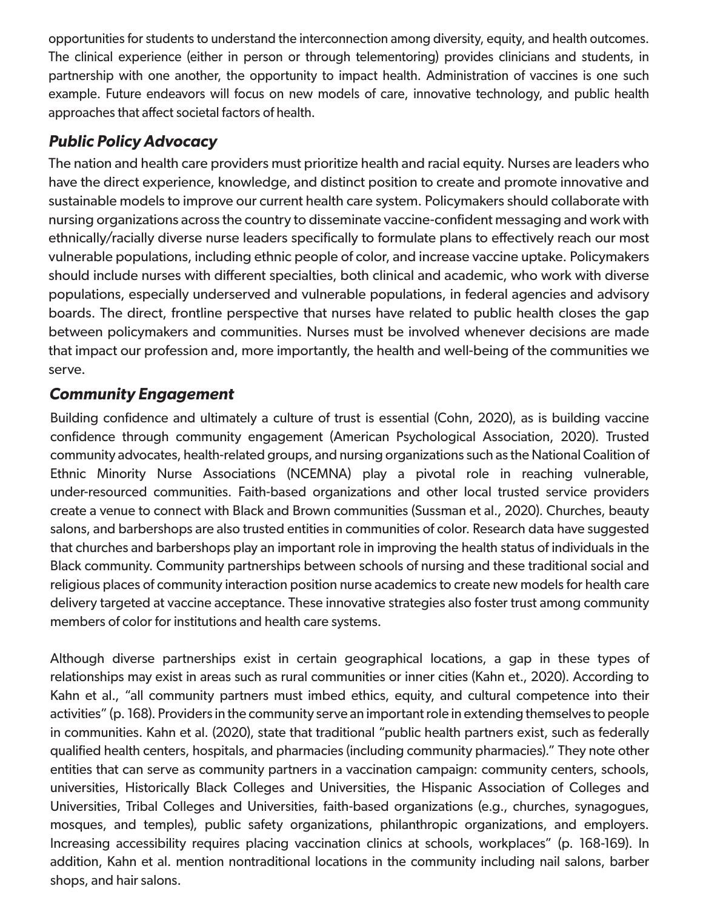opportunities for students to understand the interconnection among diversity, equity, and health outcomes. The clinical experience (either in person or through telementoring) provides clinicians and students, in partnership with one another, the opportunity to impact health. Administration of vaccines is one such example. Future endeavors will focus on new models of care, innovative technology, and public health approaches that affect societal factors of health.

### *Public Policy Advocacy*

The nation and health care providers must prioritize health and racial equity. Nurses are leaders who have the direct experience, knowledge, and distinct position to create and promote innovative and sustainable models to improve our current health care system. Policymakers should collaborate with nursing organizations across the country to disseminate vaccine-confident messaging and work with ethnically/racially diverse nurse leaders specifically to formulate plans to effectively reach our most vulnerable populations, including ethnic people of color, and increase vaccine uptake. Policymakers should include nurses with different specialties, both clinical and academic, who work with diverse populations, especially underserved and vulnerable populations, in federal agencies and advisory boards. The direct, frontline perspective that nurses have related to public health closes the gap between policymakers and communities. Nurses must be involved whenever decisions are made that impact our profession and, more importantly, the health and well-being of the communities we serve.

### *Community Engagement*

Building confidence and ultimately a culture of trust is essential (Cohn, 2020), as is building vaccine confidence through community engagement (American Psychological Association, 2020). Trusted community advocates, health-related groups, and nursing organizations such as the National Coalition of Ethnic Minority Nurse Associations (NCEMNA) play a pivotal role in reaching vulnerable, under-resourced communities. Faith-based organizations and other local trusted service providers create a venue to connect with Black and Brown communities (Sussman et al., 2020). Churches, beauty salons, and barbershops are also trusted entities in communities of color. Research data have suggested that churches and barbershops play an important role in improving the health status of individuals in the Black community. Community partnerships between schools of nursing and these traditional social and religious places of community interaction position nurse academics to create new models for health care delivery targeted at vaccine acceptance. These innovative strategies also foster trust among community members of color for institutions and health care systems.

Although diverse partnerships exist in certain geographical locations, a gap in these types of relationships may exist in areas such as rural communities or inner cities (Kahn et., 2020). According to Kahn et al., "all community partners must imbed ethics, equity, and cultural competence into their activities" (p. 168). Providers in the community serve an important role in extending themselves to people in communities. Kahn et al. (2020), state that traditional "public health partners exist, such as federally qualified health centers, hospitals, and pharmacies (including community pharmacies)." They note other entities that can serve as community partners in a vaccination campaign: community centers, schools, universities, Historically Black Colleges and Universities, the Hispanic Association of Colleges and Universities, Tribal Colleges and Universities, faith-based organizations (e.g., churches, synagogues, mosques, and temples), public safety organizations, philanthropic organizations, and employers. Increasing accessibility requires placing vaccination clinics at schools, workplaces" (p. 168-169). In addition, Kahn et al. mention nontraditional locations in the community including nail salons, barber shops, and hair salons.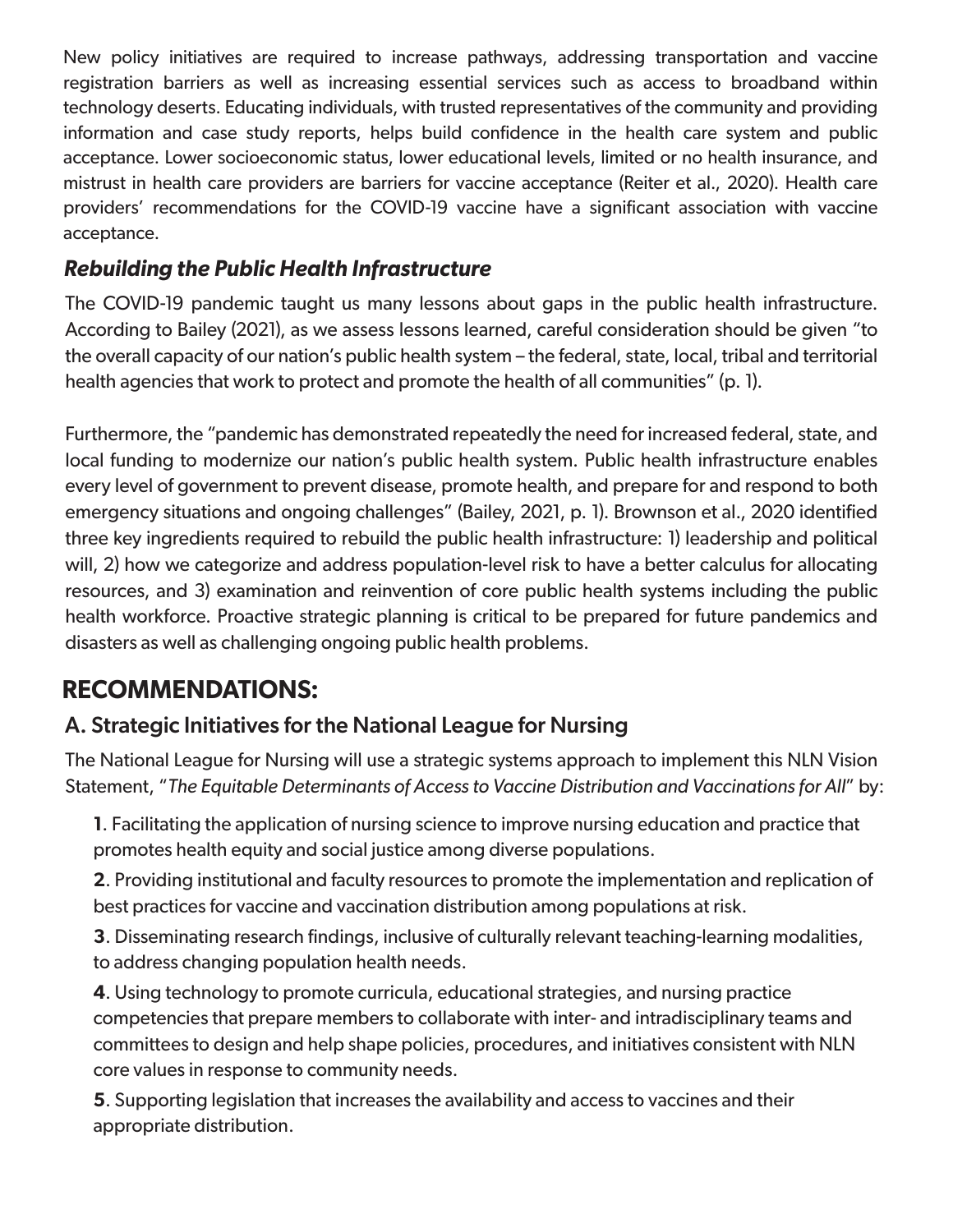New policy initiatives are required to increase pathways, addressing transportation and vaccine registration barriers as well as increasing essential services such as access to broadband within technology deserts. Educating individuals, with trusted representatives of the community and providing information and case study reports, helps build confidence in the health care system and public acceptance. Lower socioeconomic status, lower educational levels, limited or no health insurance, and mistrust in health care providers are barriers for vaccine acceptance (Reiter et al., 2020). Health care providers' recommendations for the COVID-19 vaccine have a significant association with vaccine acceptance.

### *Rebuilding the Public Health Infrastructure*

The COVID-19 pandemic taught us many lessons about gaps in the public health infrastructure. According to Bailey (2021), as we assess lessons learned, careful consideration should be given "to the overall capacity of our nation's public health system – the federal, state, local, tribal and territorial health agencies that work to protect and promote the health of all communities" (p. 1).

Furthermore, the "pandemic has demonstrated repeatedly the need for increased federal, state, and local funding to modernize our nation's public health system. Public health infrastructure enables every level of government to prevent disease, promote health, and prepare for and respond to both emergency situations and ongoing challenges" (Bailey, 2021, p. 1). Brownson et al., 2020 identified three key ingredients required to rebuild the public health infrastructure: 1) leadership and political will, 2) how we categorize and address population-level risk to have a better calculus for allocating resources, and 3) examination and reinvention of core public health systems including the public health workforce. Proactive strategic planning is critical to be prepared for future pandemics and disasters as well as challenging ongoing public health problems.

## RECOMMENDATIONS:

### A. Strategic Initiatives for the National League for Nursing

The National League for Nursing will use a strategic systems approach to implement this NLN Vision Statement, "*The Equitable Determinants of Access to Vaccine Distribution and Vaccinations for All*" by:

**1**. Facilitating the application of nursing science to improve nursing education and practice that promotes health equity and social justice among diverse populations.

**2**. Providing institutional and faculty resources to promote the implementation and replication of best practices for vaccine and vaccination distribution among populations at risk.

**3**. Disseminating research findings, inclusive of culturally relevant teaching-learning modalities, to address changing population health needs.

**4**. Using technology to promote curricula, educational strategies, and nursing practice competencies that prepare members to collaborate with inter- and intradisciplinary teams and committees to design and help shape policies, procedures, and initiatives consistent with NLN core values in response to community needs.

**5**. Supporting legislation that increases the availability and access to vaccines and their appropriate distribution.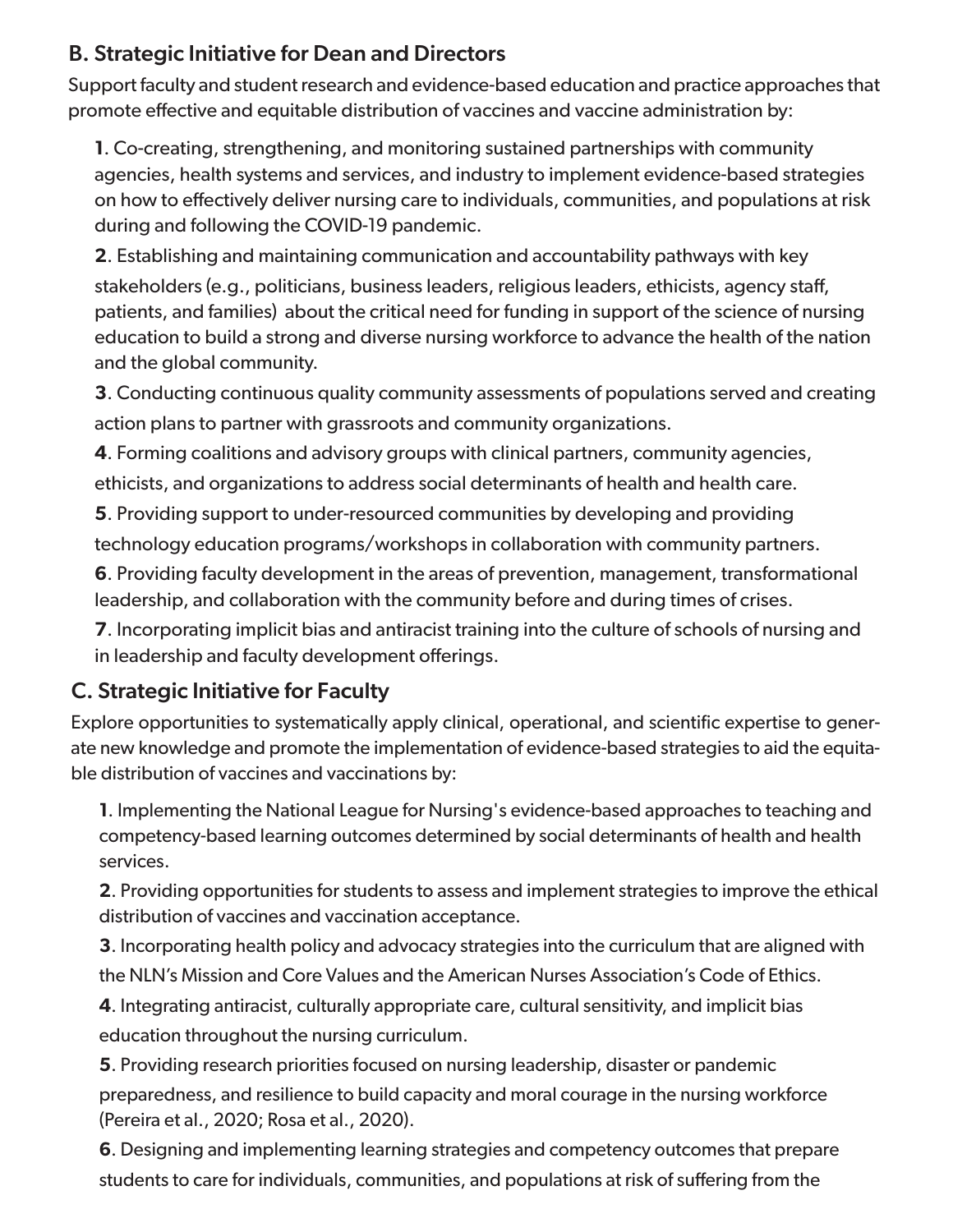## B. Strategic Initiative for Dean and Directors

Support faculty and student research and evidence-based education and practice approaches that promote effective and equitable distribution of vaccines and vaccine administration by:

**1**. Co-creating, strengthening, and monitoring sustained partnerships with community agencies, health systems and services, and industry to implement evidence-based strategies on how to effectively deliver nursing care to individuals, communities, and populations at risk during and following the COVID-19 pandemic.

**2**. Establishing and maintaining communication and accountability pathways with key stakeholders (e.g., politicians, business leaders, religious leaders, ethicists, agency staff, patients, and families) about the critical need for funding in support of the science of nursing education to build a strong and diverse nursing workforce to advance the health of the nation and the global community.

**3**. Conducting continuous quality community assessments of populations served and creating action plans to partner with grassroots and community organizations.

**4**. Forming coalitions and advisory groups with clinical partners, community agencies, ethicists, and organizations to address social determinants of health and health care.

**5**. Providing support to under-resourced communities by developing and providing technology education programs/workshops in collaboration with community partners.

**6**. Providing faculty development in the areas of prevention, management, transformational leadership, and collaboration with the community before and during times of crises.

**7**. Incorporating implicit bias and antiracist training into the culture of schools of nursing and in leadership and faculty development offerings.

## C. Strategic Initiative for Faculty

Explore opportunities to systematically apply clinical, operational, and scientific expertise to generate new knowledge and promote the implementation of evidence-based strategies to aid the equitable distribution of vaccines and vaccinations by:

**1**. Implementing the National League for Nursing's evidence-based approaches to teaching and competency-based learning outcomes determined by social determinants of health and health services.

**2**. Providing opportunities for students to assess and implement strategies to improve the ethical distribution of vaccines and vaccination acceptance.

**3**. Incorporating health policy and advocacy strategies into the curriculum that are aligned with the NLN's Mission and Core Values and the American Nurses Association's Code of Ethics.

**4**. Integrating antiracist, culturally appropriate care, cultural sensitivity, and implicit bias education throughout the nursing curriculum.

**5**. Providing research priorities focused on nursing leadership, disaster or pandemic preparedness, and resilience to build capacity and moral courage in the nursing workforce (Pereira et al., 2020; Rosa et al., 2020).

**6**. Designing and implementing learning strategies and competency outcomes that prepare students to care for individuals, communities, and populations at risk of suffering from the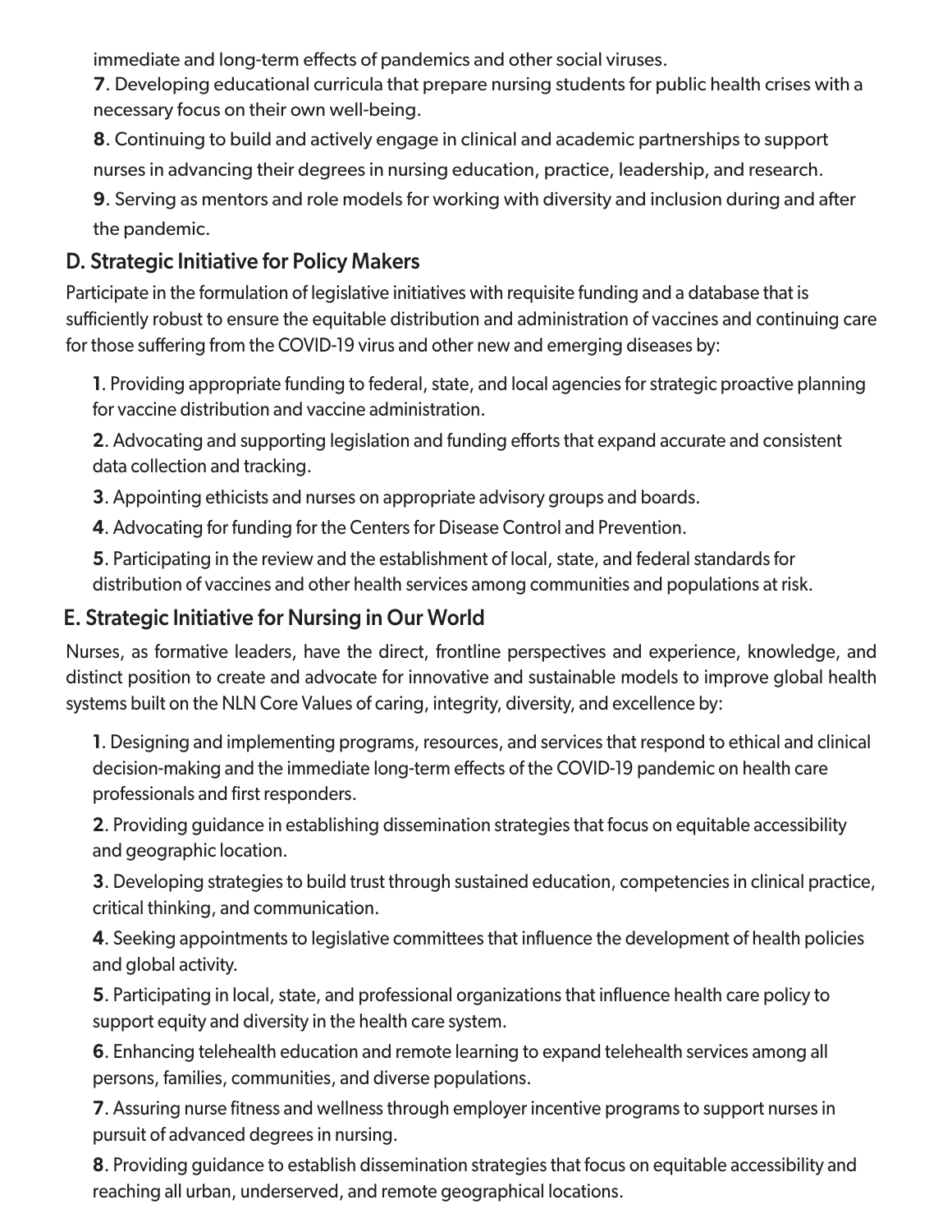immediate and long-term effects of pandemics and other social viruses.

**7**. Developing educational curricula that prepare nursing students for public health crises with a necessary focus on their own well-being.

**8**. Continuing to build and actively engage in clinical and academic partnerships to support nurses in advancing their degrees in nursing education, practice, leadership, and research.

**9**. Serving as mentors and role models for working with diversity and inclusion during and after the pandemic.

## D. Strategic Initiative for Policy Makers

Participate in the formulation of legislative initiatives with requisite funding and a database that is sufficiently robust to ensure the equitable distribution and administration of vaccines and continuing care for those suffering from the COVID-19 virus and other new and emerging diseases by:

**1**. Providing appropriate funding to federal, state, and local agencies for strategic proactive planning for vaccine distribution and vaccine administration.

**2**. Advocating and supporting legislation and funding efforts that expand accurate and consistent data collection and tracking.

**3**. Appointing ethicists and nurses on appropriate advisory groups and boards.

**4**. Advocating for funding for the Centers for Disease Control and Prevention.

**5**. Participating in the review and the establishment of local, state, and federal standards for distribution of vaccines and other health services among communities and populations at risk.

## E. Strategic Initiative for Nursing in Our World

Nurses, as formative leaders, have the direct, frontline perspectives and experience, knowledge, and distinct position to create and advocate for innovative and sustainable models to improve global health systems built on the NLN Core Values of caring, integrity, diversity, and excellence by:

**1**. Designing and implementing programs, resources, and services that respond to ethical and clinical decision-making and the immediate long-term effects of the COVID-19 pandemic on health care professionals and first responders.

**2**. Providing guidance in establishing dissemination strategies that focus on equitable accessibility and geographic location.

**3**. Developing strategies to build trust through sustained education, competencies in clinical practice, critical thinking, and communication.

**4**. Seeking appointments to legislative committees that influence the development of health policies and global activity.

**5**. Participating in local, state, and professional organizations that influence health care policy to support equity and diversity in the health care system.

**6**. Enhancing telehealth education and remote learning to expand telehealth services among all persons, families, communities, and diverse populations.

**7**. Assuring nurse fitness and wellness through employer incentive programs to support nurses in pursuit of advanced degrees in nursing.

**8**. Providing guidance to establish dissemination strategies that focus on equitable accessibility and reaching all urban, underserved, and remote geographical locations.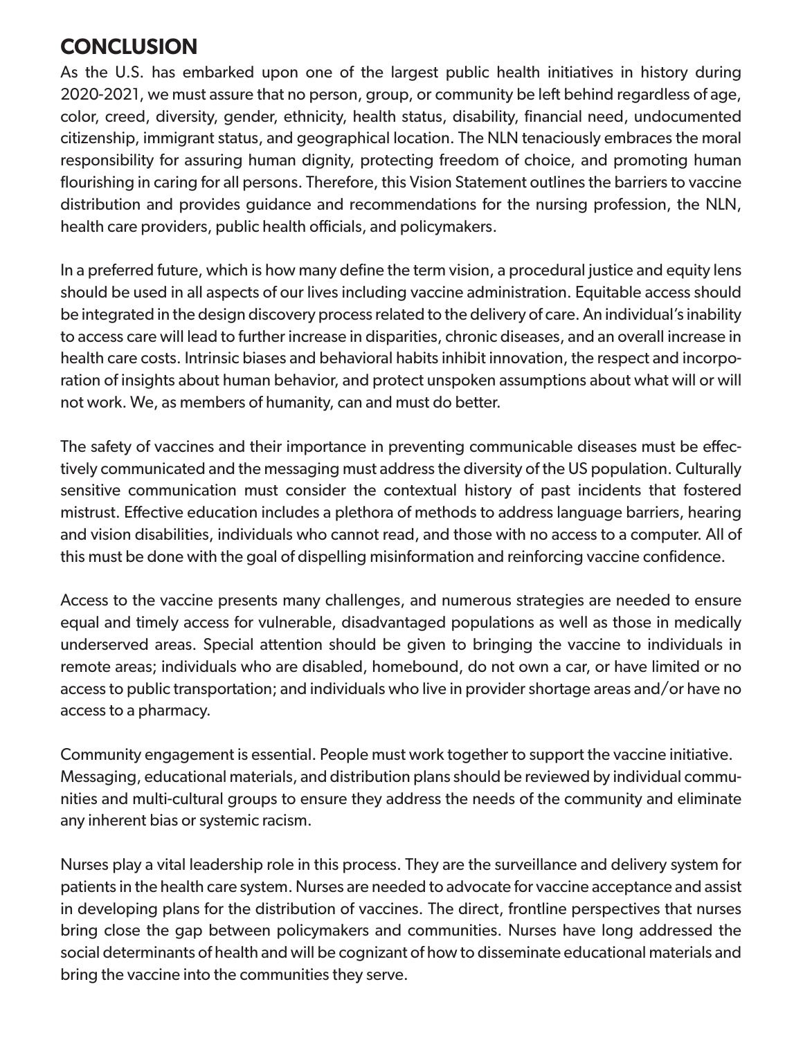## CONCLUSION

As the U.S. has embarked upon one of the largest public health initiatives in history during 2020-2021, we must assure that no person, group, or community be left behind regardless of age, color, creed, diversity, gender, ethnicity, health status, disability, financial need, undocumented citizenship, immigrant status, and geographical location. The NLN tenaciously embraces the moral responsibility for assuring human dignity, protecting freedom of choice, and promoting human flourishing in caring for all persons. Therefore, this Vision Statement outlines the barriers to vaccine distribution and provides guidance and recommendations for the nursing profession, the NLN, health care providers, public health officials, and policymakers.

In a preferred future, which is how many define the term vision, a procedural justice and equity lens should be used in all aspects of our lives including vaccine administration. Equitable access should be integrated in the design discovery process related to the delivery of care. An individual's inability to access care will lead to further increase in disparities, chronic diseases, and an overall increase in health care costs. Intrinsic biases and behavioral habits inhibit innovation, the respect and incorporation of insights about human behavior, and protect unspoken assumptions about what will or will not work. We, as members of humanity, can and must do better.

The safety of vaccines and their importance in preventing communicable diseases must be effectively communicated and the messaging must address the diversity of the US population. Culturally sensitive communication must consider the contextual history of past incidents that fostered mistrust. Effective education includes a plethora of methods to address language barriers, hearing and vision disabilities, individuals who cannot read, and those with no access to a computer. All of this must be done with the goal of dispelling misinformation and reinforcing vaccine confidence.

Access to the vaccine presents many challenges, and numerous strategies are needed to ensure equal and timely access for vulnerable, disadvantaged populations as well as those in medically underserved areas. Special attention should be given to bringing the vaccine to individuals in remote areas; individuals who are disabled, homebound, do not own a car, or have limited or no access to public transportation; and individuals who live in provider shortage areas and/or have no access to a pharmacy.

Community engagement is essential. People must work together to support the vaccine initiative. Messaging, educational materials, and distribution plans should be reviewed by individual communities and multi-cultural groups to ensure they address the needs of the community and eliminate any inherent bias or systemic racism.

Nurses play a vital leadership role in this process. They are the surveillance and delivery system for patients in the health care system. Nurses are needed to advocate for vaccine acceptance and assist in developing plans for the distribution of vaccines. The direct, frontline perspectives that nurses bring close the gap between policymakers and communities. Nurses have long addressed the social determinants of health and will be cognizant of how to disseminate educational materials and bring the vaccine into the communities they serve.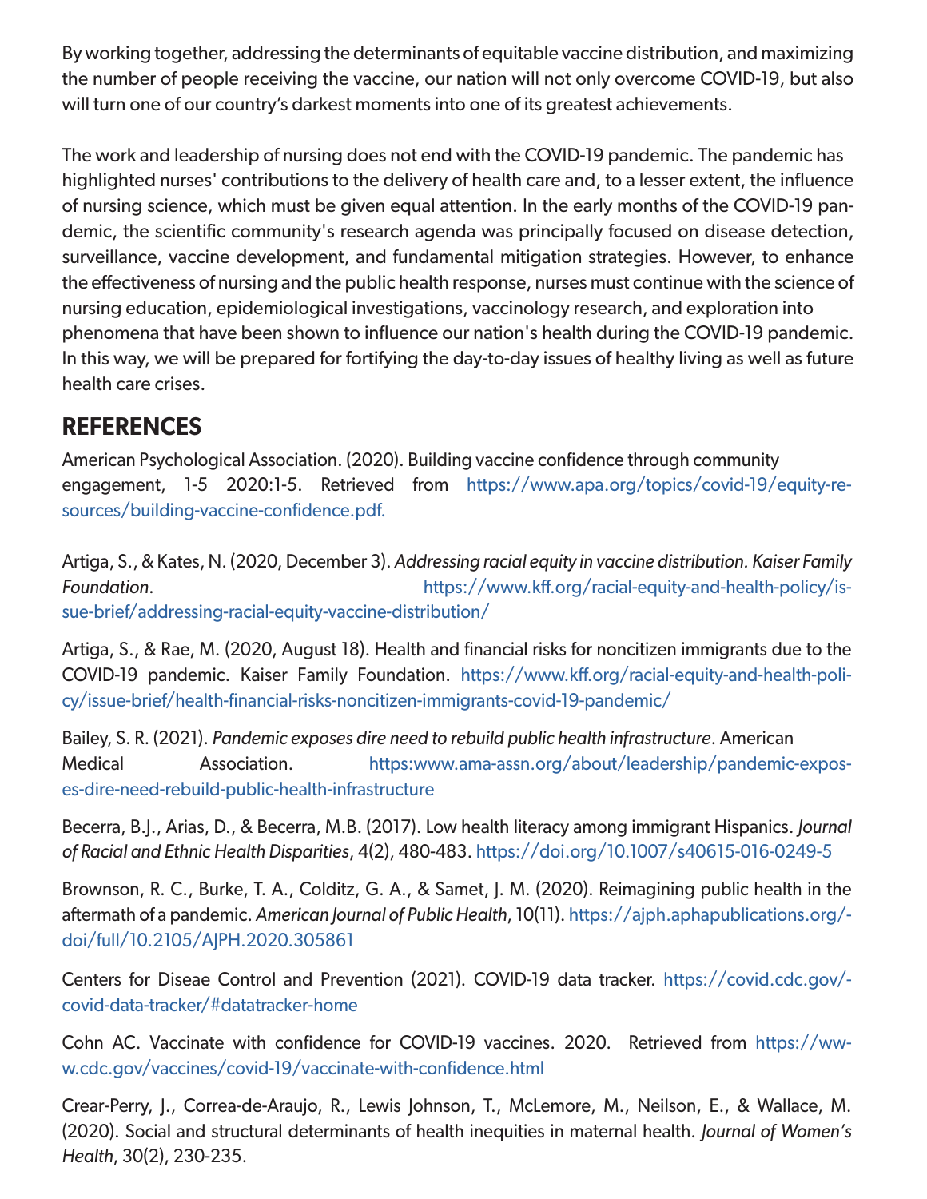By working together, addressing the determinants of equitable vaccine distribution, and maximizing the number of people receiving the vaccine, our nation will not only overcome COVID-19, but also will turn one of our country's darkest moments into one of its greatest achievements.

The work and leadership of nursing does not end with the COVID-19 pandemic. The pandemic has highlighted nurses' contributions to the delivery of health care and, to a lesser extent, the influence of nursing science, which must be given equal attention. In the early months of the COVID-19 pandemic, the scientific community's research agenda was principally focused on disease detection, surveillance, vaccine development, and fundamental mitigation strategies. However, to enhance the effectiveness of nursing and the public health response, nurses must continue with the science of nursing education, epidemiological investigations, vaccinology research, and exploration into phenomena that have been shown to influence our nation's health during the COVID-19 pandemic. In this way, we will be prepared for fortifying the day-to-day issues of healthy living as well as future health care crises.

## REFERENCES

American Psychological Association. (2020). Building vaccine confidence through community engagement, 1-5 2020:1-5. Retrieved from https://www.apa.org/topics/covid-19/equity-resources/building-vaccine-confidence.pdf.

Artiga, S., & Kates, N. (2020, December 3). *Addressing racial equity in vaccine distribution. Kaiser Family Foundation*. https://www.kff.org/racial-equity-and-health-policy/issue-brief/addressing-racial-equity-vaccine-distribution/

Artiga, S., & Rae, M. (2020, August 18). Health and financial risks for noncitizen immigrants due to the COVID-19 pandemic. Kaiser Family Foundation. https://www.kff.org/racial-equity-and-health-policy/issue-brief/health-financial-risks-noncitizen-immigrants-covid-19-pandemic/

Bailey, S. R. (2021). *Pandemic exposes dire need to rebuild public health infrastructure*. American Medical Association. https:www.ama-assn.org/about/leadership/pandemic-exposes-dire-need-rebuild-public-health-infrastructure

Becerra, B.J., Arias, D., & Becerra, M.B. (2017). Low health literacy among immigrant Hispanics. *Journal of Racial and Ethnic Health Disparities*, 4(2), 480-483. https://doi.org/10.1007/s40615-016-0249-5

Brownson, R. C., Burke, T. A., Colditz, G. A., & Samet, J. M. (2020). Reimagining public health in the aftermath of a pandemic. *American Journal of Public Health*, 10(11). https://ajph.aphapublications.org/doi/full/10.2105/AJPH.2020.305861

Centers for Diseae Control and Prevention (2021). COVID-19 data tracker. https://covid.cdc.gov/covid-data-tracker/#datatracker-home

Cohn AC. Vaccinate with confidence for COVID-19 vaccines. 2020. Retrieved from https://www.cdc.gov/vaccines/covid-19/vaccinate-with-confidence.html

Crear-Perry, J., Correa-de-Araujo, R., Lewis Johnson, T., McLemore, M., Neilson, E., & Wallace, M. (2020). Social and structural determinants of health inequities in maternal health. *Journal of Women's Health*, 30(2), 230-235.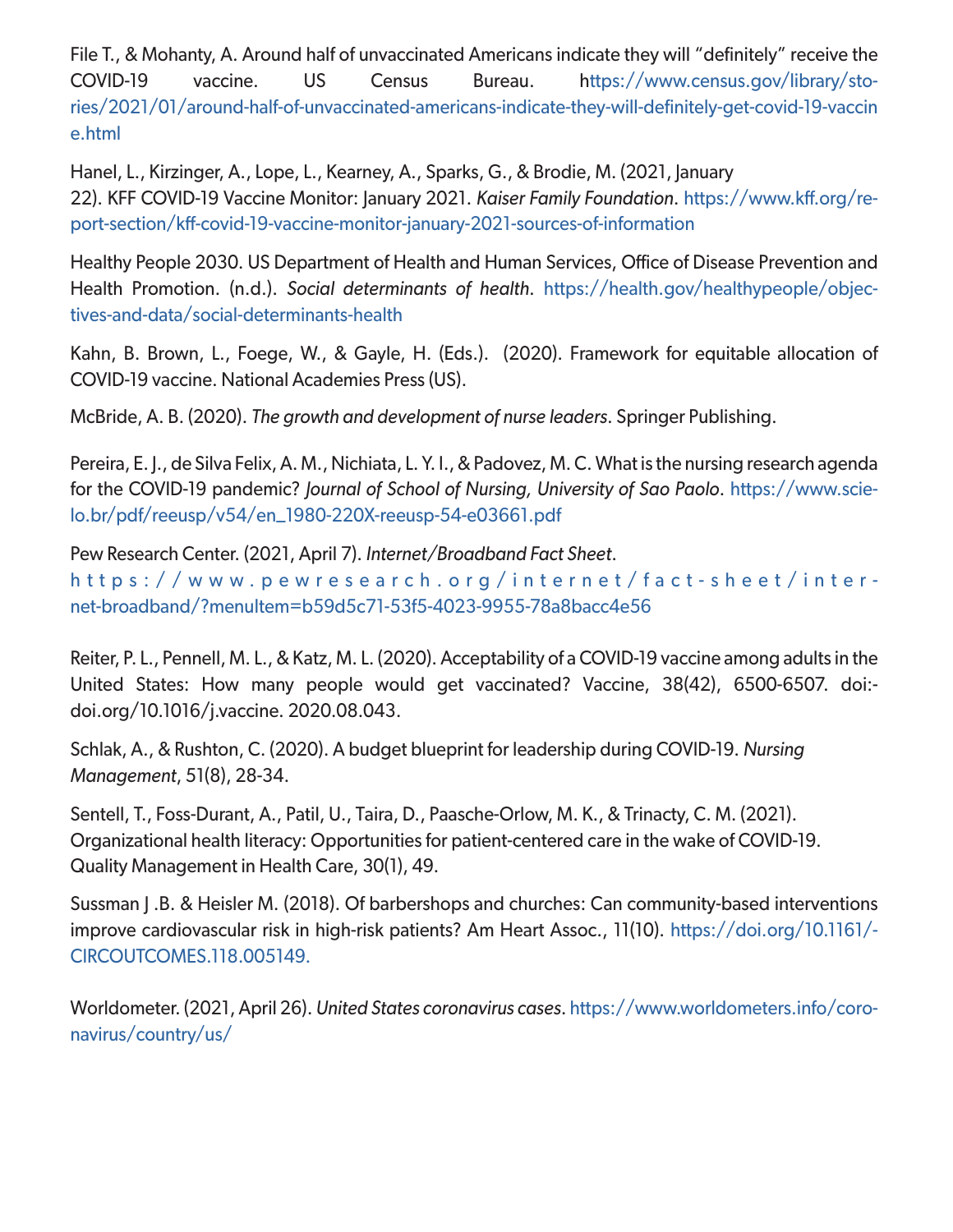File T., & Mohanty, A. Around half of unvaccinated Americans indicate they will "definitely" receive the COVID-19 vaccine. US Census Bureau. https://www.census.gov/library/stories/2021/01/around-half-of-unvaccinated-americans-indicate-they-will-definitely-get-covid-19-vaccine.html

Hanel, L., Kirzinger, A., Lope, L., Kearney, A., Sparks, G., & Brodie, M. (2021, January 22). KFF COVID-19 Vaccine Monitor: January 2021. *Kaiser Family Foundation*. https://www.kff.org/report-section/kff-covid-19-vaccine-monitor-january-2021-sources-of-information

Healthy People 2030. US Department of Health and Human Services, Office of Disease Prevention and Health Promotion. (n.d.). *Social determinants of health*. https://health.gov/healthypeople/objectives-and-data/social-determinants-health

Kahn, B. Brown, L., Foege, W., & Gayle, H. (Eds.). (2020). Framework for equitable allocation of COVID-19 vaccine. National Academies Press (US).

McBride, A. B. (2020). *The growth and development of nurse leaders*. Springer Publishing.

Pereira, E. J., de Silva Felix, A. M., Nichiata, L. Y. I., & Padovez, M. C. What is the nursing research agenda for the COVID-19 pandemic? *Journal of School of Nursing, University of Sao Paolo*. https://www.scielo.br/pdf/reeusp/v54/en_1980-220X-reeusp-54-e03661.pdf

Pew Research Center. (2021, April 7). *Internet/Broadband Fact Sheet*. https://www.pewresearch.org/internet/fact-sheet/internet-broadband/?menuItem=b59d5c71-53f5-4023-9955-78a8bacc4e56

Reiter, P. L., Pennell, M. L., & Katz, M. L. (2020). Acceptability of a COVID-19 vaccine among adults in the United States: How many people would get vaccinated? Vaccine, 38(42), 6500-6507. doi:doi.org/10.1016/j.vaccine. 2020.08.043.

Schlak, A., & Rushton, C. (2020). A budget blueprint for leadership during COVID-19. *Nursing Management*, 51(8), 28-34.

Sentell, T., Foss-Durant, A., Patil, U., Taira, D., Paasche-Orlow, M. K., & Trinacty, C. M. (2021). Organizational health literacy: Opportunities for patient-centered care in the wake of COVID-19. Quality Management in Health Care, 30(1), 49.

Sussman J .B. & Heisler M. (2018). Of barbershops and churches: Can community-based interventions improve cardiovascular risk in high-risk patients? Am Heart Assoc., 11(10). https://doi.org/10.1161/CIRCOUTCOMES.118.005149.

Worldometer. (2021, April 26). *United States coronavirus cases*. https://www.worldometers.info/coronavirus/country/us/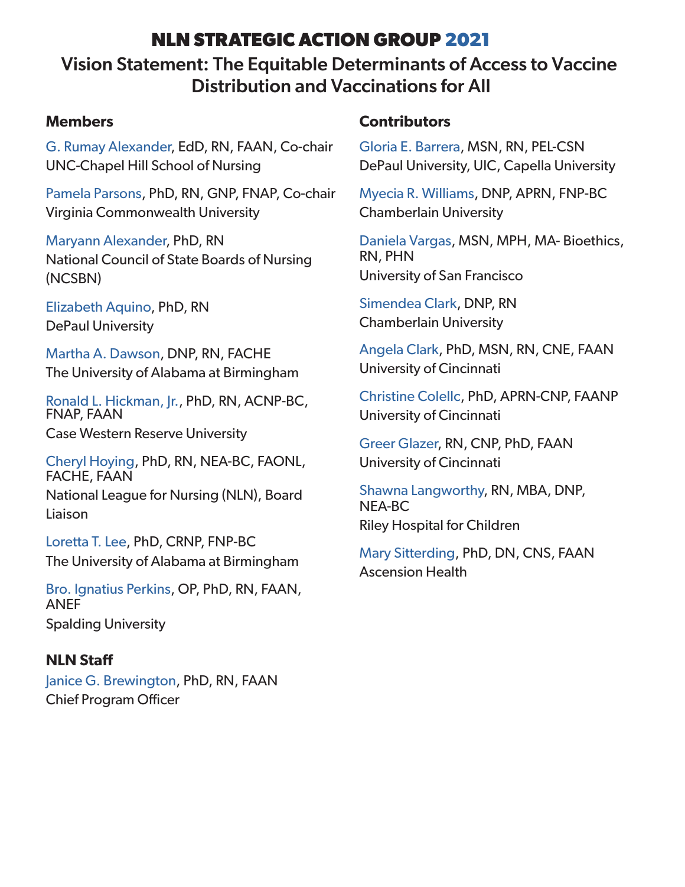# NLN STRATEGIC ACTION GROUP 2021

## Vision Statement: The Equitable Determinants of Access to Vaccine Distribution and Vaccinations for All

### Members

G. Rumay Alexander, EdD, RN, FAAN, Co-chair
UNC-Chapel Hill School of Nursing

Pamela Parsons, PhD, RN, GNP, FNAP, Co-chair
Virginia Commonwealth University

Maryann Alexander, PhD, RN
National Council of State Boards of Nursing (NCSBN)

Elizabeth Aquino, PhD, RN
DePaul University

Martha A. Dawson, DNP, RN, FACHE
The University of Alabama at Birmingham

Ronald L. Hickman, Jr., PhD, RN, ACNP-BC, FNAP, FAAN
Case Western Reserve University

Cheryl Hoying, PhD, RN, NEA-BC, FAONL, FACHE, FAAN
National League for Nursing (NLN), Board Liaison

Loretta T. Lee, PhD, CRNP, FNP-BC
The University of Alabama at Birmingham

Bro. Ignatius Perkins, OP, PhD, RN, FAAN, ANEF
Spalding University

### NLN Staff

Janice G. Brewington, PhD, RN, FAAN
Chief Program Officer

### Contributors

Gloria E. Barrera, MSN, RN, PEL-CSN
DePaul University, UIC, Capella University

Myecia R. Williams, DNP, APRN, FNP-BC
Chamberlain University

Daniela Vargas, MSN, MPH, MA- Bioethics, RN, PHN
University of San Francisco

Simendea Clark, DNP, RN
Chamberlain University

Angela Clark, PhD, MSN, RN, CNE, FAAN
University of Cincinnati

Christine Colellc, PhD, APRN-CNP, FAANP
University of Cincinnati

Greer Glazer, RN, CNP, PhD, FAAN
University of Cincinnati

Shawna Langworthy, RN, MBA, DNP, NEA-BC
Riley Hospital for Children

Mary Sitterding, PhD, DN, CNS, FAAN
Ascension Health